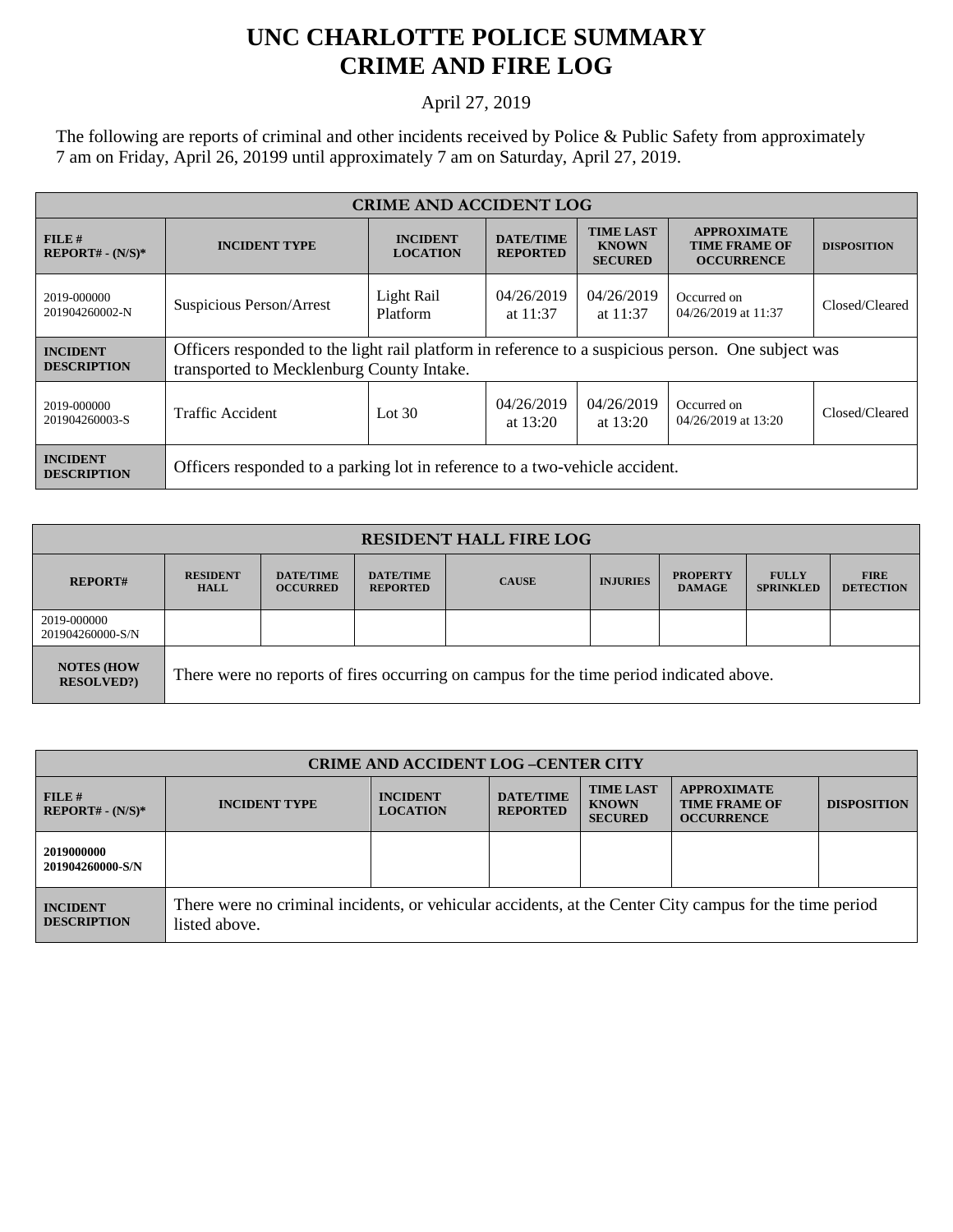# UNC CHARLOTTE POLICE SUMMARY
# CRIME AND FIRE LOG

April 27, 2019

The following are reports of criminal and other incidents received by Police & Public Safety from approximately 7 am on Friday, April 26, 20199 until approximately 7 am on Saturday, April 27, 2019.

| CRIME AND ACCIDENT LOG | | | | | | |
|---|---|---|---|---|---|---|
| **FILE # REPORT# - (N/S)*** | **INCIDENT TYPE** | **INCIDENT LOCATION** | **DATE/TIME REPORTED** | **TIME LAST KNOWN SECURED** | **APPROXIMATE TIME FRAME OF OCCURRENCE** | **DISPOSITION** |
| 2019-000000 201904260002-N | Suspicious Person/Arrest | Light Rail Platform | 04/26/2019 at 11:37 | 04/26/2019 at 11:37 | Occurred on 04/26/2019 at 11:37 | Closed/Cleared |
| **INCIDENT DESCRIPTION** | Officers responded to the light rail platform in reference to a suspicious person. One subject was transported to Mecklenburg County Intake. | | | | | |
| 2019-000000 201904260003-S | Traffic Accident | Lot 30 | 04/26/2019 at 13:20 | 04/26/2019 at 13:20 | Occurred on 04/26/2019 at 13:20 | Closed/Cleared |
| **INCIDENT DESCRIPTION** | Officers responded to a parking lot in reference to a two-vehicle accident. | | | | | |

| RESIDENT HALL FIRE LOG | | | | | | | | |
|---|---|---|---|---|---|---|---|---|
| **REPORT#** | **RESIDENT HALL** | **DATE/TIME OCCURRED** | **DATE/TIME REPORTED** | **CAUSE** | **INJURIES** | **PROPERTY DAMAGE** | **FULLY SPRINKLED** | **FIRE DETECTION** |
| 2019-000000 201904260000-S/N | | | | | | | | |
| **NOTES (HOW RESOLVED?)** | There were no reports of fires occurring on campus for the time period indicated above. | | | | | | | |

| CRIME AND ACCIDENT LOG –CENTER CITY | | | | | | |
|---|---|---|---|---|---|---|
| **FILE # REPORT# - (N/S)*** | **INCIDENT TYPE** | **INCIDENT LOCATION** | **DATE/TIME REPORTED** | **TIME LAST KNOWN SECURED** | **APPROXIMATE TIME FRAME OF OCCURRENCE** | **DISPOSITION** |
| **2019000000 201904260000-S/N** | | | | | | |
| **INCIDENT DESCRIPTION** | There were no criminal incidents, or vehicular accidents, at the Center City campus for the time period listed above. | | | | | |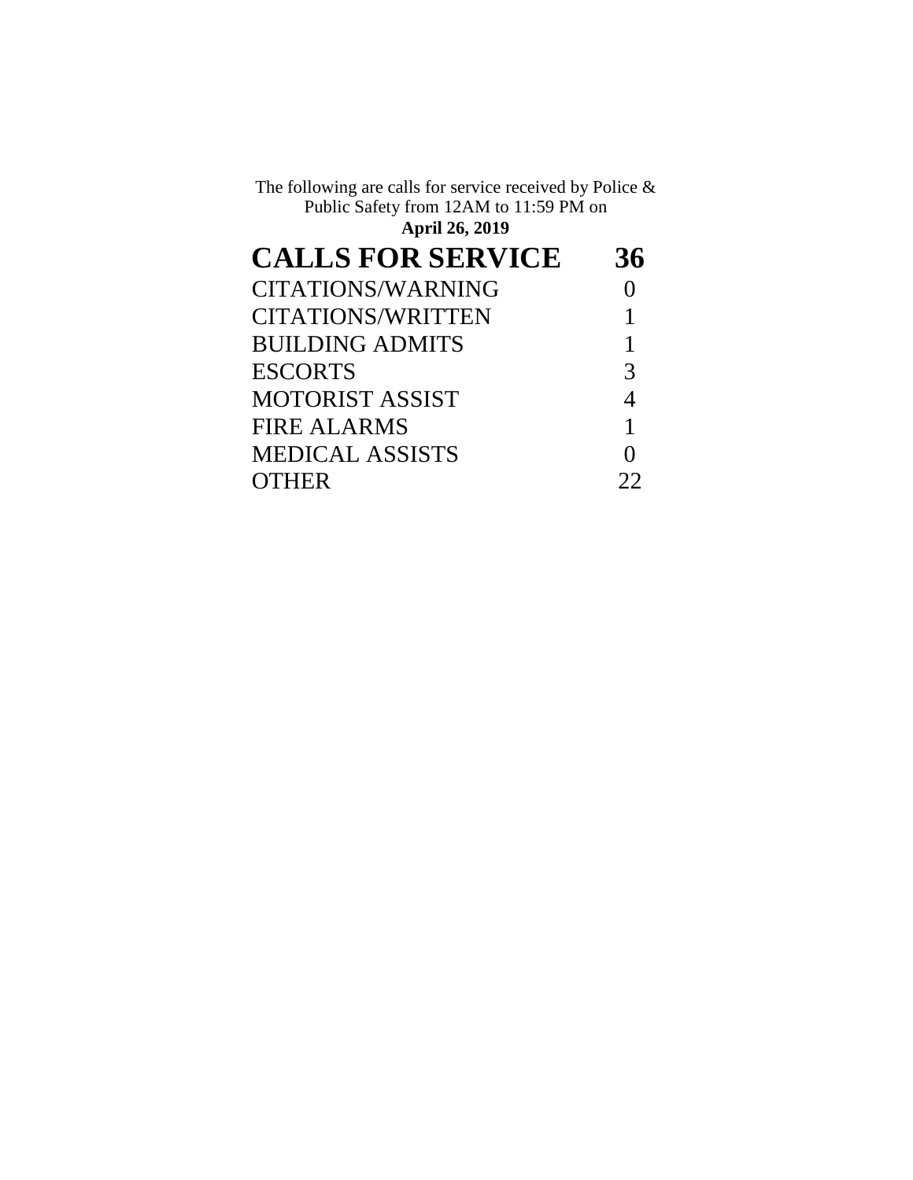The following are calls for service received by Police & Public Safety from 12AM to 11:59 PM on

**April 26, 2019**

| | |
|---|---|
| **CALLS FOR SERVICE** | **36** |
| CITATIONS/WARNING | 0 |
| CITATIONS/WRITTEN | 1 |
| BUILDING ADMITS | 1 |
| ESCORTS | 3 |
| MOTORIST ASSIST | 4 |
| FIRE ALARMS | 1 |
| MEDICAL ASSISTS | 0 |
| OTHER | 22 |